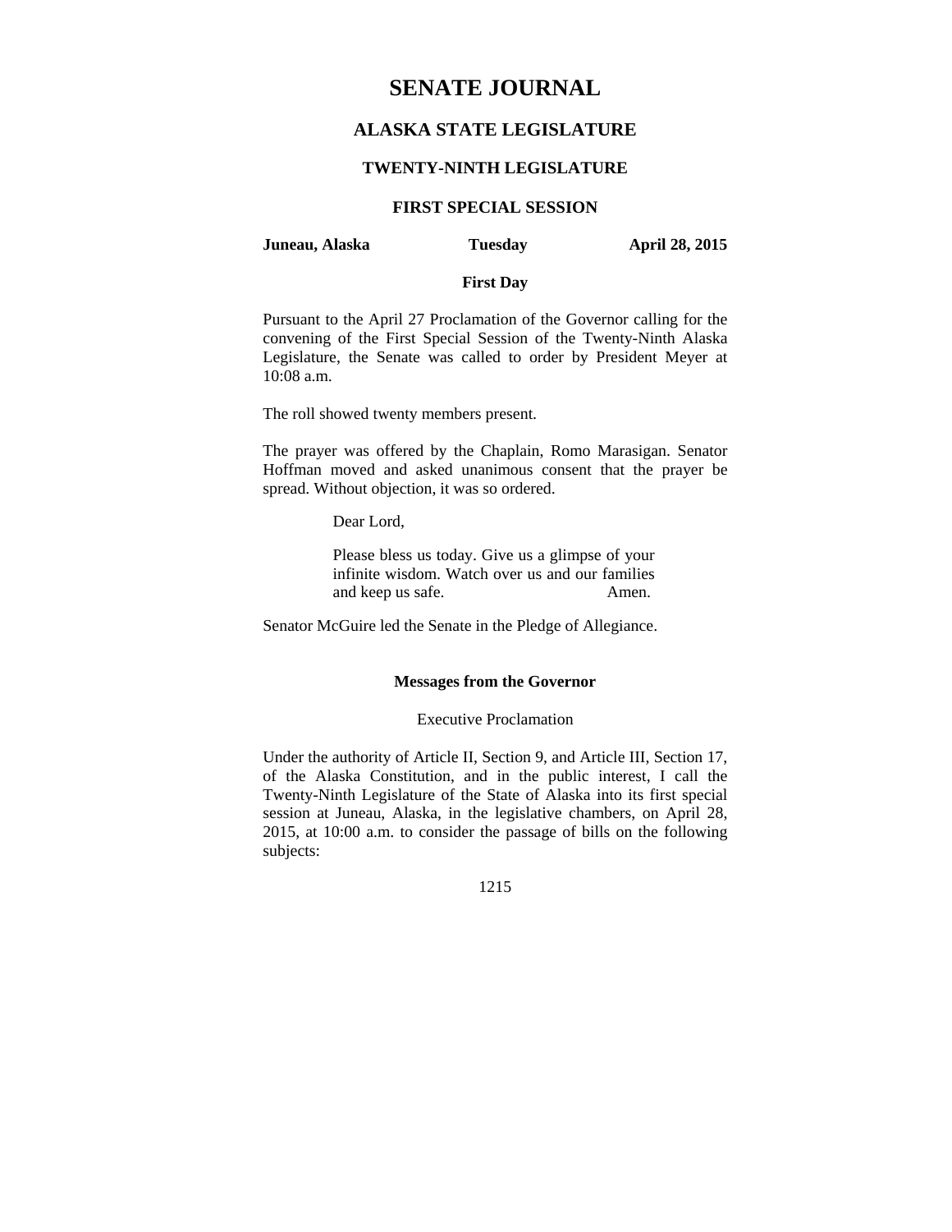# SENATE JOURNAL

## ALASKA STATE LEGISLATURE

### TWENTY-NINTH LEGISLATURE

### FIRST SPECIAL SESSION

**Juneau, Alaska** **Tuesday** **April 28, 2015**

**First Day**

Pursuant to the April 27 Proclamation of the Governor calling for the convening of the First Special Session of the Twenty-Ninth Alaska Legislature, the Senate was called to order by President Meyer at 10:08 a.m.

The roll showed twenty members present.

The prayer was offered by the Chaplain, Romo Marasigan. Senator Hoffman moved and asked unanimous consent that the prayer be spread. Without objection, it was so ordered.

> Dear Lord,
>
> Please bless us today. Give us a glimpse of your infinite wisdom. Watch over us and our families and keep us safe. Amen.

Senator McGuire led the Senate in the Pledge of Allegiance.

**Messages from the Governor**

Executive Proclamation

Under the authority of Article II, Section 9, and Article III, Section 17, of the Alaska Constitution, and in the public interest, I call the Twenty-Ninth Legislature of the State of Alaska into its first special session at Juneau, Alaska, in the legislative chambers, on April 28, 2015, at 10:00 a.m. to consider the passage of bills on the following subjects: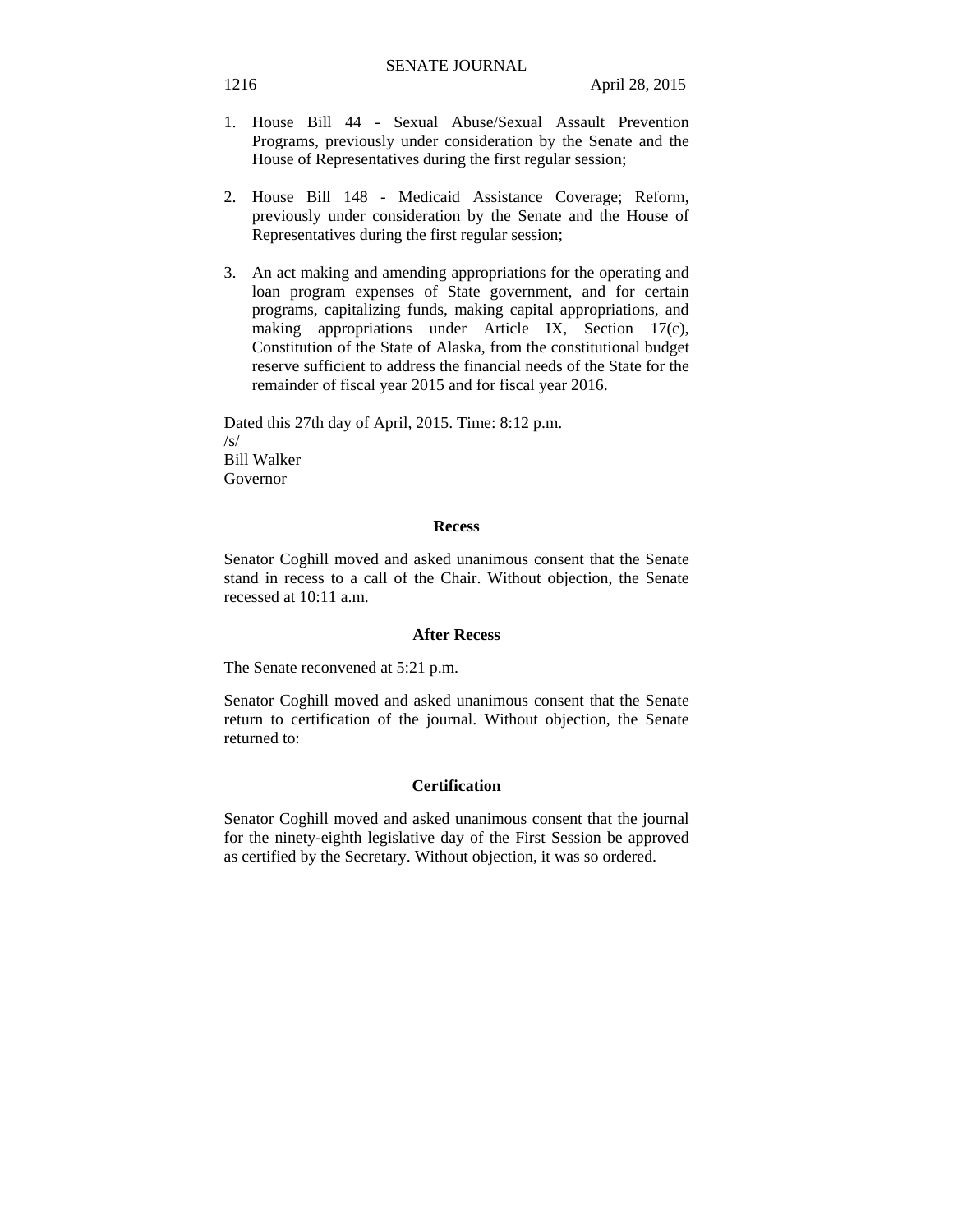1. House Bill 44 - Sexual Abuse/Sexual Assault Prevention Programs, previously under consideration by the Senate and the House of Representatives during the first regular session;

2. House Bill 148 - Medicaid Assistance Coverage; Reform, previously under consideration by the Senate and the House of Representatives during the first regular session;

3. An act making and amending appropriations for the operating and loan program expenses of State government, and for certain programs, capitalizing funds, making capital appropriations, and making appropriations under Article IX, Section 17(c), Constitution of the State of Alaska, from the constitutional budget reserve sufficient to address the financial needs of the State for the remainder of fiscal year 2015 and for fiscal year 2016.

Dated this 27th day of April, 2015. Time: 8:12 p.m.
/s/
Bill Walker
Governor

**Recess**

Senator Coghill moved and asked unanimous consent that the Senate stand in recess to a call of the Chair. Without objection, the Senate recessed at 10:11 a.m.

**After Recess**

The Senate reconvened at 5:21 p.m.

Senator Coghill moved and asked unanimous consent that the Senate return to certification of the journal. Without objection, the Senate returned to:

**Certification**

Senator Coghill moved and asked unanimous consent that the journal for the ninety-eighth legislative day of the First Session be approved as certified by the Secretary. Without objection, it was so ordered.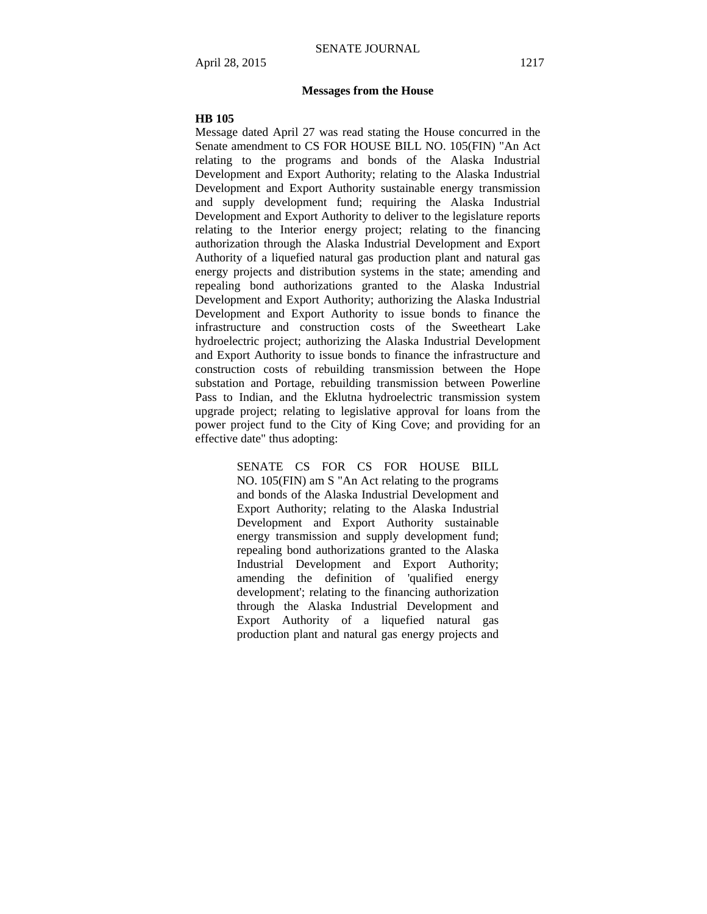## Messages from the House

**HB 105**

Message dated April 27 was read stating the House concurred in the Senate amendment to CS FOR HOUSE BILL NO. 105(FIN) "An Act relating to the programs and bonds of the Alaska Industrial Development and Export Authority; relating to the Alaska Industrial Development and Export Authority sustainable energy transmission and supply development fund; requiring the Alaska Industrial Development and Export Authority to deliver to the legislature reports relating to the Interior energy project; relating to the financing authorization through the Alaska Industrial Development and Export Authority of a liquefied natural gas production plant and natural gas energy projects and distribution systems in the state; amending and repealing bond authorizations granted to the Alaska Industrial Development and Export Authority; authorizing the Alaska Industrial Development and Export Authority to issue bonds to finance the infrastructure and construction costs of the Sweetheart Lake hydroelectric project; authorizing the Alaska Industrial Development and Export Authority to issue bonds to finance the infrastructure and construction costs of rebuilding transmission between the Hope substation and Portage, rebuilding transmission between Powerline Pass to Indian, and the Eklutna hydroelectric transmission system upgrade project; relating to legislative approval for loans from the power project fund to the City of King Cove; and providing for an effective date" thus adopting:

> SENATE CS FOR CS FOR HOUSE BILL NO. 105(FIN) am S "An Act relating to the programs and bonds of the Alaska Industrial Development and Export Authority; relating to the Alaska Industrial Development and Export Authority sustainable energy transmission and supply development fund; repealing bond authorizations granted to the Alaska Industrial Development and Export Authority; amending the definition of 'qualified energy development'; relating to the financing authorization through the Alaska Industrial Development and Export Authority of a liquefied natural gas production plant and natural gas energy projects and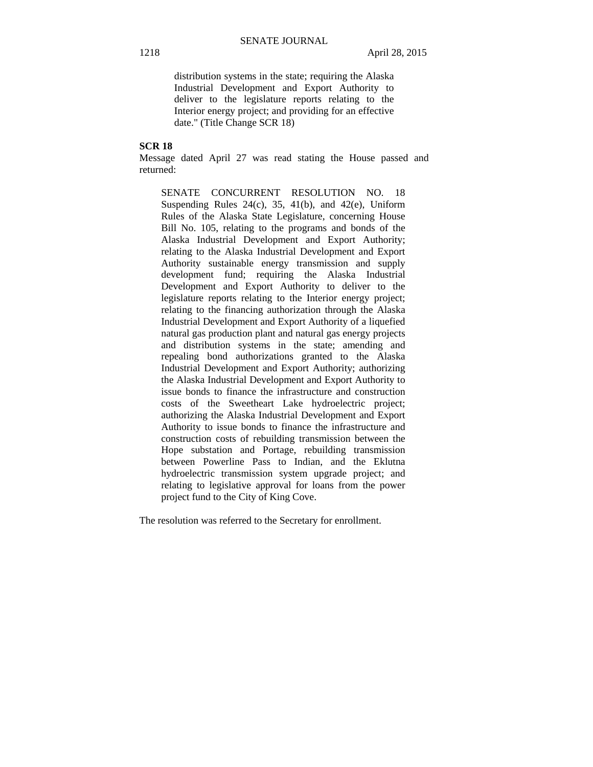distribution systems in the state; requiring the Alaska Industrial Development and Export Authority to deliver to the legislature reports relating to the Interior energy project; and providing for an effective date." (Title Change SCR 18)

**SCR 18**

Message dated April 27 was read stating the House passed and returned:

> SENATE CONCURRENT RESOLUTION NO. 18 Suspending Rules 24(c), 35, 41(b), and 42(e), Uniform Rules of the Alaska State Legislature, concerning House Bill No. 105, relating to the programs and bonds of the Alaska Industrial Development and Export Authority; relating to the Alaska Industrial Development and Export Authority sustainable energy transmission and supply development fund; requiring the Alaska Industrial Development and Export Authority to deliver to the legislature reports relating to the Interior energy project; relating to the financing authorization through the Alaska Industrial Development and Export Authority of a liquefied natural gas production plant and natural gas energy projects and distribution systems in the state; amending and repealing bond authorizations granted to the Alaska Industrial Development and Export Authority; authorizing the Alaska Industrial Development and Export Authority to issue bonds to finance the infrastructure and construction costs of the Sweetheart Lake hydroelectric project; authorizing the Alaska Industrial Development and Export Authority to issue bonds to finance the infrastructure and construction costs of rebuilding transmission between the Hope substation and Portage, rebuilding transmission between Powerline Pass to Indian, and the Eklutna hydroelectric transmission system upgrade project; and relating to legislative approval for loans from the power project fund to the City of King Cove.

The resolution was referred to the Secretary for enrollment.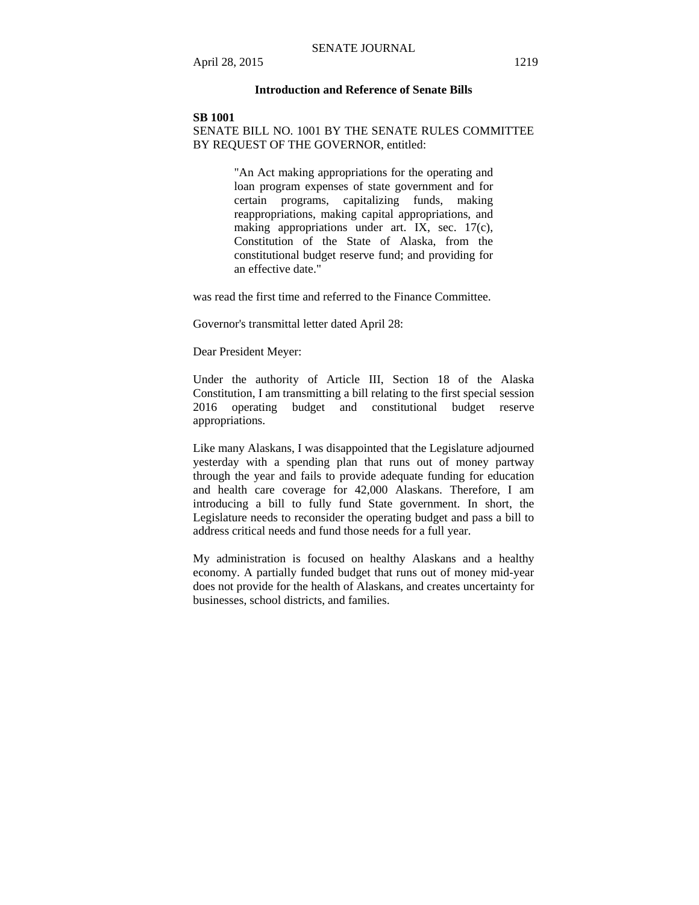### Introduction and Reference of Senate Bills

**SB 1001**

SENATE BILL NO. 1001 BY THE SENATE RULES COMMITTEE BY REQUEST OF THE GOVERNOR, entitled:

> "An Act making appropriations for the operating and loan program expenses of state government and for certain programs, capitalizing funds, making reappropriations, making capital appropriations, and making appropriations under art. IX, sec. 17(c), Constitution of the State of Alaska, from the constitutional budget reserve fund; and providing for an effective date."

was read the first time and referred to the Finance Committee.

Governor's transmittal letter dated April 28:

Dear President Meyer:

Under the authority of Article III, Section 18 of the Alaska Constitution, I am transmitting a bill relating to the first special session 2016 operating budget and constitutional budget reserve appropriations.

Like many Alaskans, I was disappointed that the Legislature adjourned yesterday with a spending plan that runs out of money partway through the year and fails to provide adequate funding for education and health care coverage for 42,000 Alaskans. Therefore, I am introducing a bill to fully fund State government. In short, the Legislature needs to reconsider the operating budget and pass a bill to address critical needs and fund those needs for a full year.

My administration is focused on healthy Alaskans and a healthy economy. A partially funded budget that runs out of money mid-year does not provide for the health of Alaskans, and creates uncertainty for businesses, school districts, and families.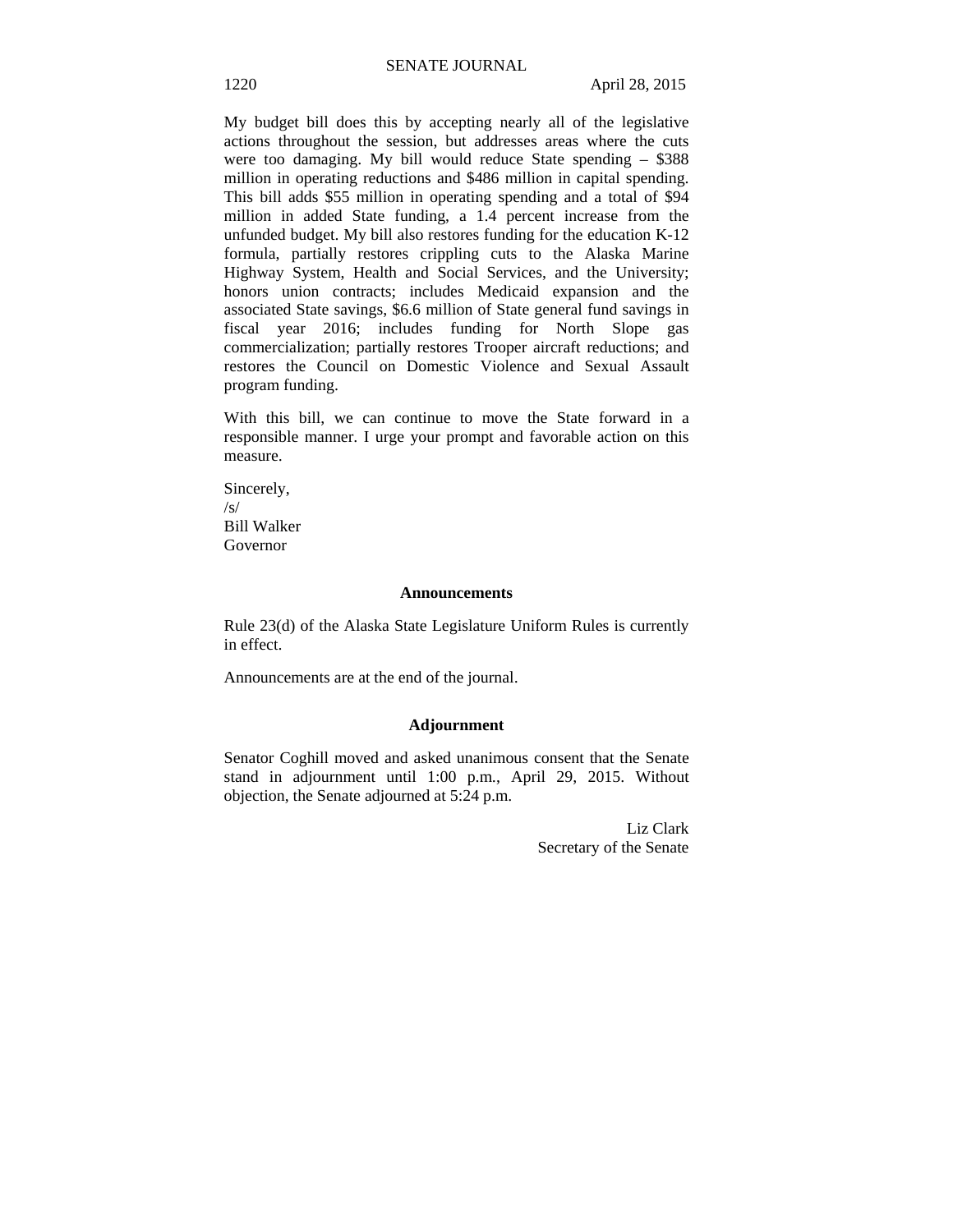My budget bill does this by accepting nearly all of the legislative actions throughout the session, but addresses areas where the cuts were too damaging. My bill would reduce State spending – $388 million in operating reductions and $486 million in capital spending. This bill adds $55 million in operating spending and a total of $94 million in added State funding, a 1.4 percent increase from the unfunded budget. My bill also restores funding for the education K-12 formula, partially restores crippling cuts to the Alaska Marine Highway System, Health and Social Services, and the University; honors union contracts; includes Medicaid expansion and the associated State savings, $6.6 million of State general fund savings in fiscal year 2016; includes funding for North Slope gas commercialization; partially restores Trooper aircraft reductions; and restores the Council on Domestic Violence and Sexual Assault program funding.

With this bill, we can continue to move the State forward in a responsible manner. I urge your prompt and favorable action on this measure.

Sincerely,
/s/
Bill Walker
Governor

## Announcements

Rule 23(d) of the Alaska State Legislature Uniform Rules is currently in effect.

Announcements are at the end of the journal.

## Adjournment

Senator Coghill moved and asked unanimous consent that the Senate stand in adjournment until 1:00 p.m., April 29, 2015. Without objection, the Senate adjourned at 5:24 p.m.

Liz Clark
Secretary of the Senate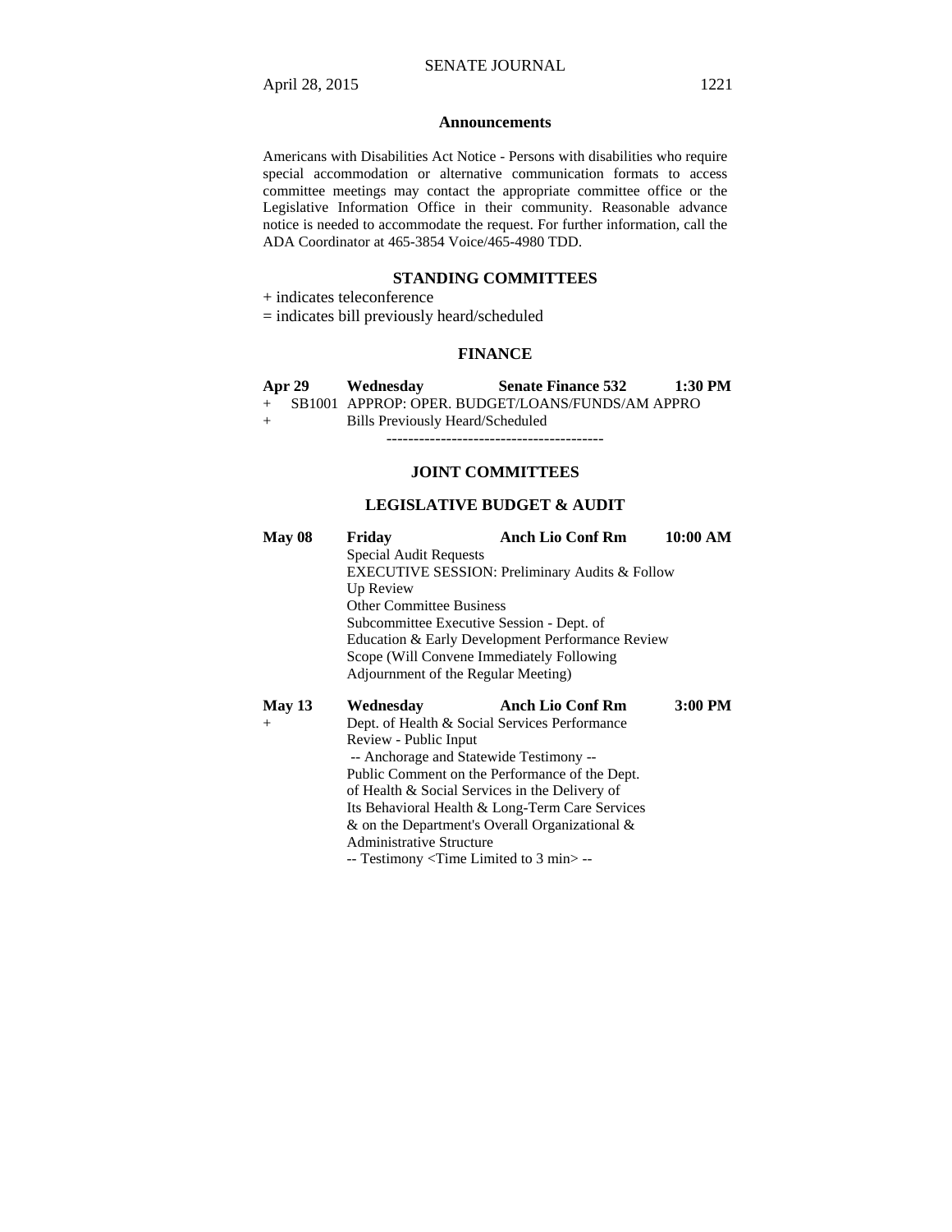## Announcements

Americans with Disabilities Act Notice - Persons with disabilities who require special accommodation or alternative communication formats to access committee meetings may contact the appropriate committee office or the Legislative Information Office in their community. Reasonable advance notice is needed to accommodate the request. For further information, call the ADA Coordinator at 465-3854 Voice/465-4980 TDD.

## STANDING COMMITTEES

+ indicates teleconference

= indicates bill previously heard/scheduled

### FINANCE

**Apr 29 Wednesday Senate Finance 532 1:30 PM**

\+ SB1001 APPROP: OPER. BUDGET/LOANS/FUNDS/AM APPRO

\+ Bills Previously Heard/Scheduled

----------------------------------------

## JOINT COMMITTEES

### LEGISLATIVE BUDGET & AUDIT

**May 08 Friday Anch Lio Conf Rm 10:00 AM**

Special Audit Requests

EXECUTIVE SESSION: Preliminary Audits & Follow Up Review

Other Committee Business

Subcommittee Executive Session - Dept. of Education & Early Development Performance Review Scope (Will Convene Immediately Following Adjournment of the Regular Meeting)

**May 13 Wednesday Anch Lio Conf Rm 3:00 PM**

\+ Dept. of Health & Social Services Performance Review - Public Input

-- Anchorage and Statewide Testimony --

Public Comment on the Performance of the Dept. of Health & Social Services in the Delivery of Its Behavioral Health & Long-Term Care Services & on the Department's Overall Organizational & Administrative Structure

-- Testimony <Time Limited to 3 min> --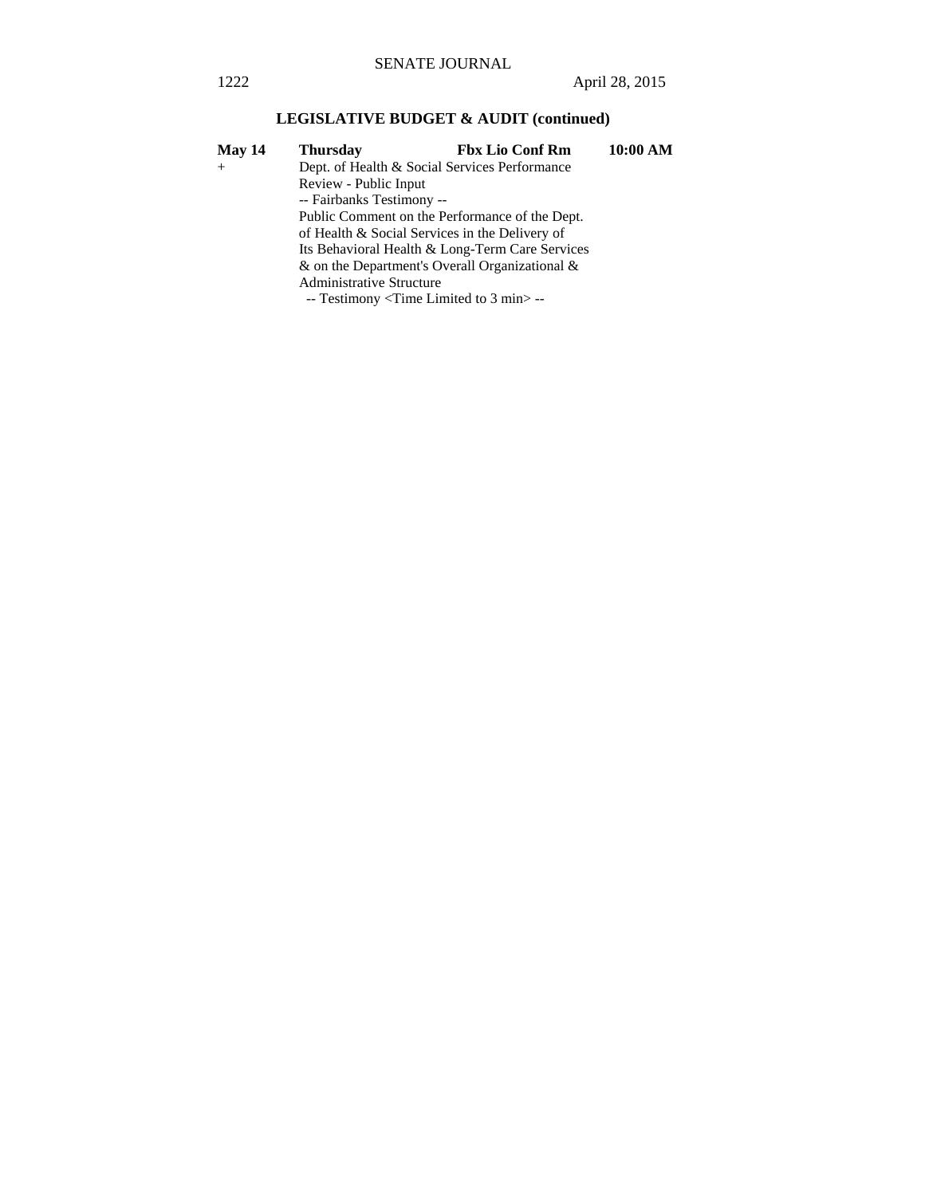## LEGISLATIVE BUDGET & AUDIT (continued)

**May 14** **Thursday** **Fbx Lio Conf Rm** **10:00 AM**

+ Dept. of Health & Social Services Performance Review - Public Input
  -- Fairbanks Testimony --
  Public Comment on the Performance of the Dept. of Health & Social Services in the Delivery of Its Behavioral Health & Long-Term Care Services & on the Department's Overall Organizational & Administrative Structure
  -- Testimony <Time Limited to 3 min> --